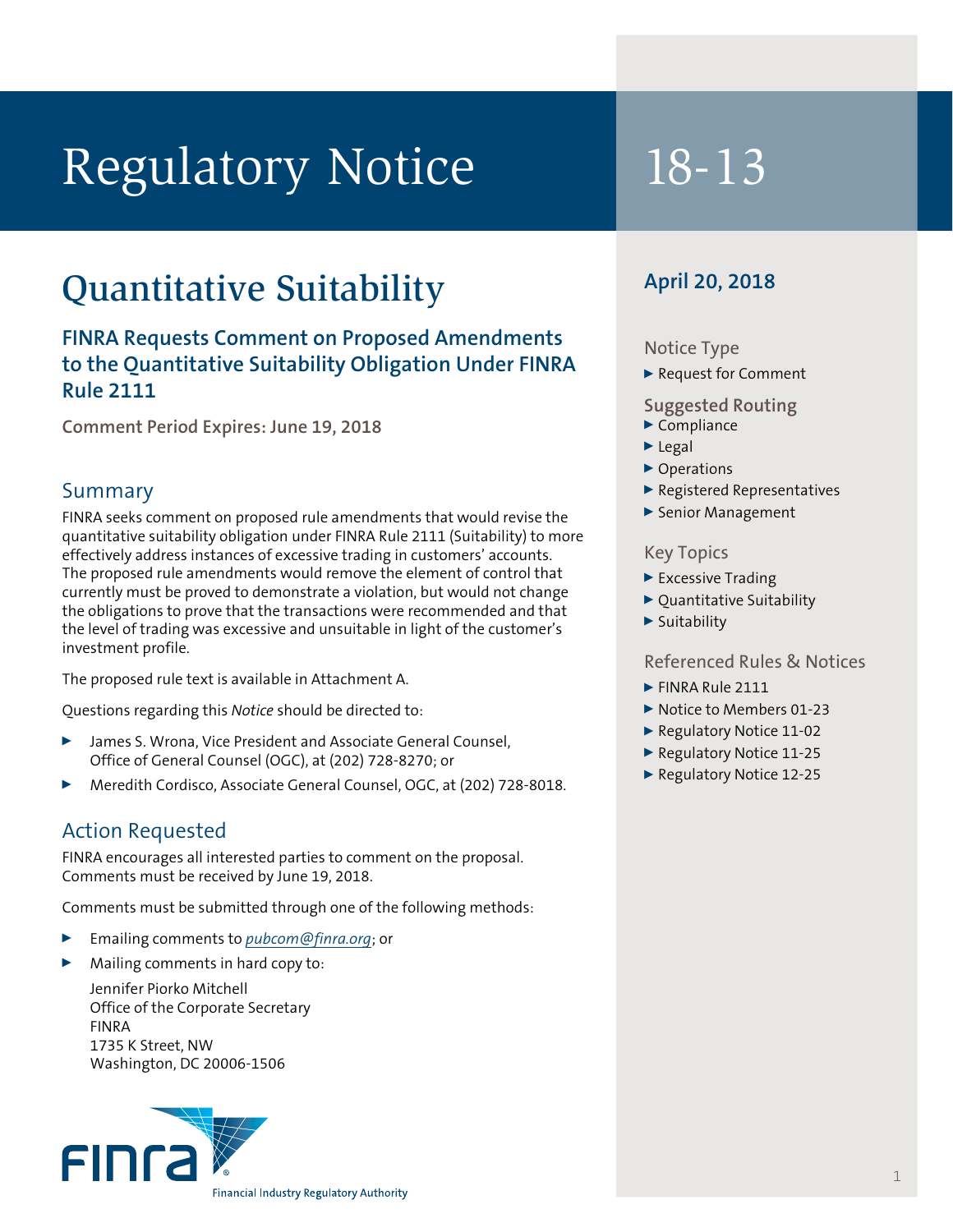# Regulatory Notice 18-13

# Quantitative Suitability

## FINRA Requests Comment on Proposed Amendments to the Quantitative Suitability Obligation Under FINRA Rule 2111

**Comment Period Expires: June 19, 2018**

## Summary

FINRA seeks comment on proposed rule amendments that would revise the quantitative suitability obligation under FINRA Rule 2111 (Suitability) to more effectively address instances of excessive trading in customers' accounts. The proposed rule amendments would remove the element of control that currently must be proved to demonstrate a violation, but would not change the obligations to prove that the transactions were recommended and that the level of trading was excessive and unsuitable in light of the customer's investment profile.

The proposed rule text is available in Attachment A.

Questions regarding this *Notice* should be directed to:

- James S. Wrona, Vice President and Associate General Counsel, Office of General Counsel (OGC), at (202) 728-8270; or
- Meredith Cordisco, Associate General Counsel, OGC, at (202) 728-8018.

## Action Requested

FINRA encourages all interested parties to comment on the proposal. Comments must be received by June 19, 2018.

Comments must be submitted through one of the following methods:

- Emailing comments to *pubcom@finra.org*; or
- Mailing comments in hard copy to:

  Jennifer Piorko Mitchell
  Office of the Corporate Secretary
  FINRA
  1735 K Street, NW
  Washington, DC 20006-1506

FINRA
Financial Industry Regulatory Authority

**April 20, 2018**

### Notice Type

- Request for Comment

### Suggested Routing

- Compliance
- Legal
- Operations
- Registered Representatives
- Senior Management

### Key Topics

- Excessive Trading
- Quantitative Suitability
- Suitability

### Referenced Rules & Notices

- FINRA Rule 2111
- Notice to Members 01-23
- Regulatory Notice 11-02
- Regulatory Notice 11-25
- Regulatory Notice 12-25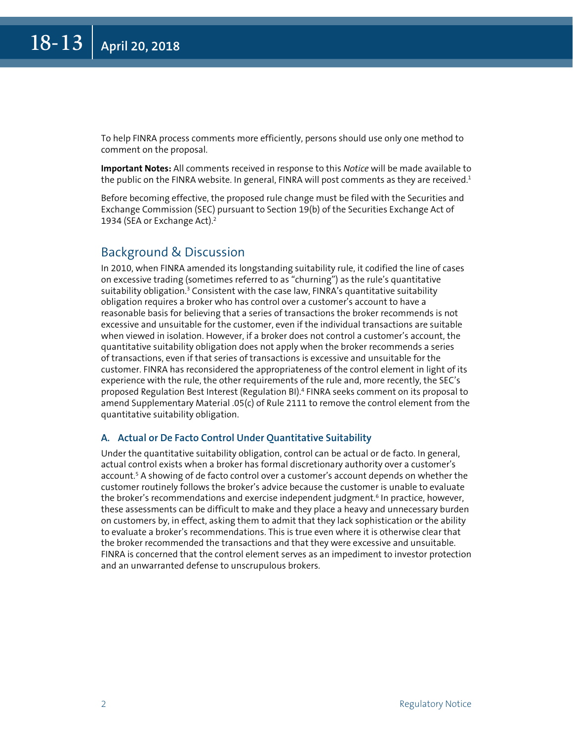To help FINRA process comments more efficiently, persons should use only one method to comment on the proposal.

**Important Notes:** All comments received in response to this *Notice* will be made available to the public on the FINRA website. In general, FINRA will post comments as they are received.[1]

Before becoming effective, the proposed rule change must be filed with the Securities and Exchange Commission (SEC) pursuant to Section 19(b) of the Securities Exchange Act of 1934 (SEA or Exchange Act).[2]

## Background & Discussion

In 2010, when FINRA amended its longstanding suitability rule, it codified the line of cases on excessive trading (sometimes referred to as "churning") as the rule's quantitative suitability obligation.[3] Consistent with the case law, FINRA's quantitative suitability obligation requires a broker who has control over a customer's account to have a reasonable basis for believing that a series of transactions the broker recommends is not excessive and unsuitable for the customer, even if the individual transactions are suitable when viewed in isolation. However, if a broker does not control a customer's account, the quantitative suitability obligation does not apply when the broker recommends a series of transactions, even if that series of transactions is excessive and unsuitable for the customer. FINRA has reconsidered the appropriateness of the control element in light of its experience with the rule, the other requirements of the rule and, more recently, the SEC's proposed Regulation Best Interest (Regulation BI).[4] FINRA seeks comment on its proposal to amend Supplementary Material .05(c) of Rule 2111 to remove the control element from the quantitative suitability obligation.

### A. Actual or De Facto Control Under Quantitative Suitability

Under the quantitative suitability obligation, control can be actual or de facto. In general, actual control exists when a broker has formal discretionary authority over a customer's account.[5] A showing of de facto control over a customer's account depends on whether the customer routinely follows the broker's advice because the customer is unable to evaluate the broker's recommendations and exercise independent judgment.[6] In practice, however, these assessments can be difficult to make and they place a heavy and unnecessary burden on customers by, in effect, asking them to admit that they lack sophistication or the ability to evaluate a broker's recommendations. This is true even where it is otherwise clear that the broker recommended the transactions and that they were excessive and unsuitable. FINRA is concerned that the control element serves as an impediment to investor protection and an unwarranted defense to unscrupulous brokers.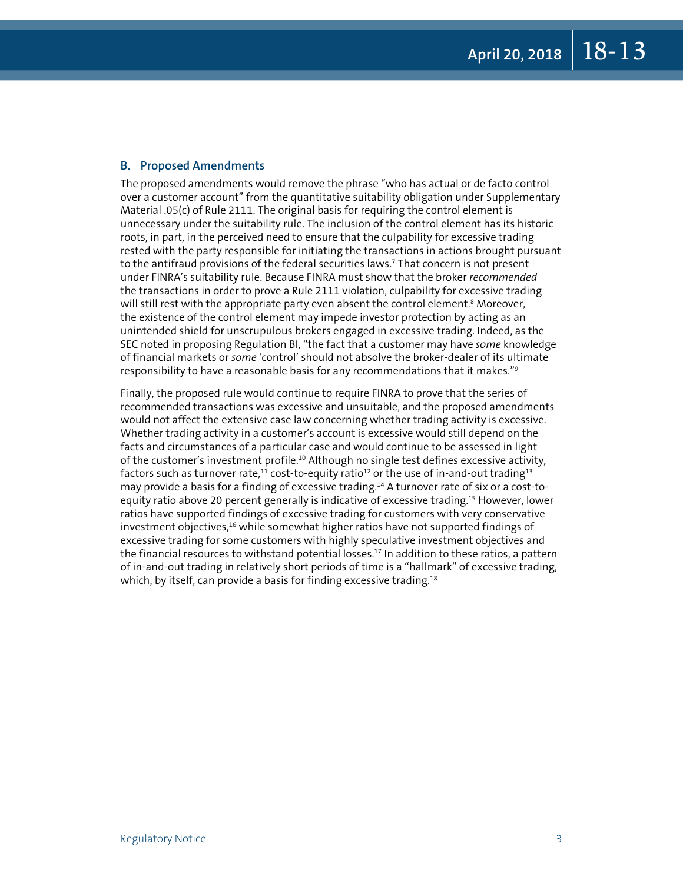### B. Proposed Amendments

The proposed amendments would remove the phrase "who has actual or de facto control over a customer account" from the quantitative suitability obligation under Supplementary Material .05(c) of Rule 2111. The original basis for requiring the control element is unnecessary under the suitability rule. The inclusion of the control element has its historic roots, in part, in the perceived need to ensure that the culpability for excessive trading rested with the party responsible for initiating the transactions in actions brought pursuant to the antifraud provisions of the federal securities laws.[7] That concern is not present under FINRA's suitability rule. Because FINRA must show that the broker *recommended* the transactions in order to prove a Rule 2111 violation, culpability for excessive trading will still rest with the appropriate party even absent the control element.[8] Moreover, the existence of the control element may impede investor protection by acting as an unintended shield for unscrupulous brokers engaged in excessive trading. Indeed, as the SEC noted in proposing Regulation BI, "the fact that a customer may have *some* knowledge of financial markets or *some* 'control' should not absolve the broker-dealer of its ultimate responsibility to have a reasonable basis for any recommendations that it makes."[9]

Finally, the proposed rule would continue to require FINRA to prove that the series of recommended transactions was excessive and unsuitable, and the proposed amendments would not affect the extensive case law concerning whether trading activity is excessive. Whether trading activity in a customer's account is excessive would still depend on the facts and circumstances of a particular case and would continue to be assessed in light of the customer's investment profile.[10] Although no single test defines excessive activity, factors such as turnover rate,[11] cost-to-equity ratio[12] or the use of in-and-out trading[13] may provide a basis for a finding of excessive trading.[14] A turnover rate of six or a cost-to-equity ratio above 20 percent generally is indicative of excessive trading.[15] However, lower ratios have supported findings of excessive trading for customers with very conservative investment objectives,[16] while somewhat higher ratios have not supported findings of excessive trading for some customers with highly speculative investment objectives and the financial resources to withstand potential losses.[17] In addition to these ratios, a pattern of in-and-out trading in relatively short periods of time is a "hallmark" of excessive trading, which, by itself, can provide a basis for finding excessive trading.[18]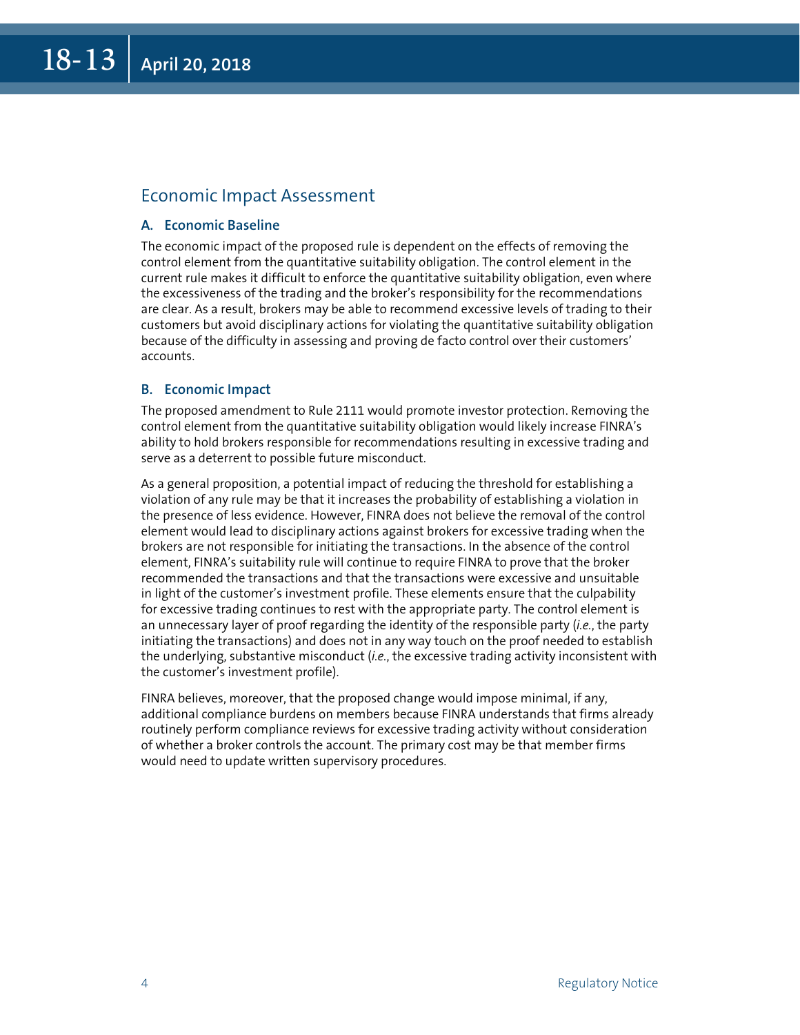## Economic Impact Assessment

### A. Economic Baseline

The economic impact of the proposed rule is dependent on the effects of removing the control element from the quantitative suitability obligation. The control element in the current rule makes it difficult to enforce the quantitative suitability obligation, even where the excessiveness of the trading and the broker's responsibility for the recommendations are clear. As a result, brokers may be able to recommend excessive levels of trading to their customers but avoid disciplinary actions for violating the quantitative suitability obligation because of the difficulty in assessing and proving de facto control over their customers' accounts.

### B. Economic Impact

The proposed amendment to Rule 2111 would promote investor protection. Removing the control element from the quantitative suitability obligation would likely increase FINRA's ability to hold brokers responsible for recommendations resulting in excessive trading and serve as a deterrent to possible future misconduct.

As a general proposition, a potential impact of reducing the threshold for establishing a violation of any rule may be that it increases the probability of establishing a violation in the presence of less evidence. However, FINRA does not believe the removal of the control element would lead to disciplinary actions against brokers for excessive trading when the brokers are not responsible for initiating the transactions. In the absence of the control element, FINRA's suitability rule will continue to require FINRA to prove that the broker recommended the transactions and that the transactions were excessive and unsuitable in light of the customer's investment profile. These elements ensure that the culpability for excessive trading continues to rest with the appropriate party. The control element is an unnecessary layer of proof regarding the identity of the responsible party (*i.e.*, the party initiating the transactions) and does not in any way touch on the proof needed to establish the underlying, substantive misconduct (*i.e.*, the excessive trading activity inconsistent with the customer's investment profile).

FINRA believes, moreover, that the proposed change would impose minimal, if any, additional compliance burdens on members because FINRA understands that firms already routinely perform compliance reviews for excessive trading activity without consideration of whether a broker controls the account. The primary cost may be that member firms would need to update written supervisory procedures.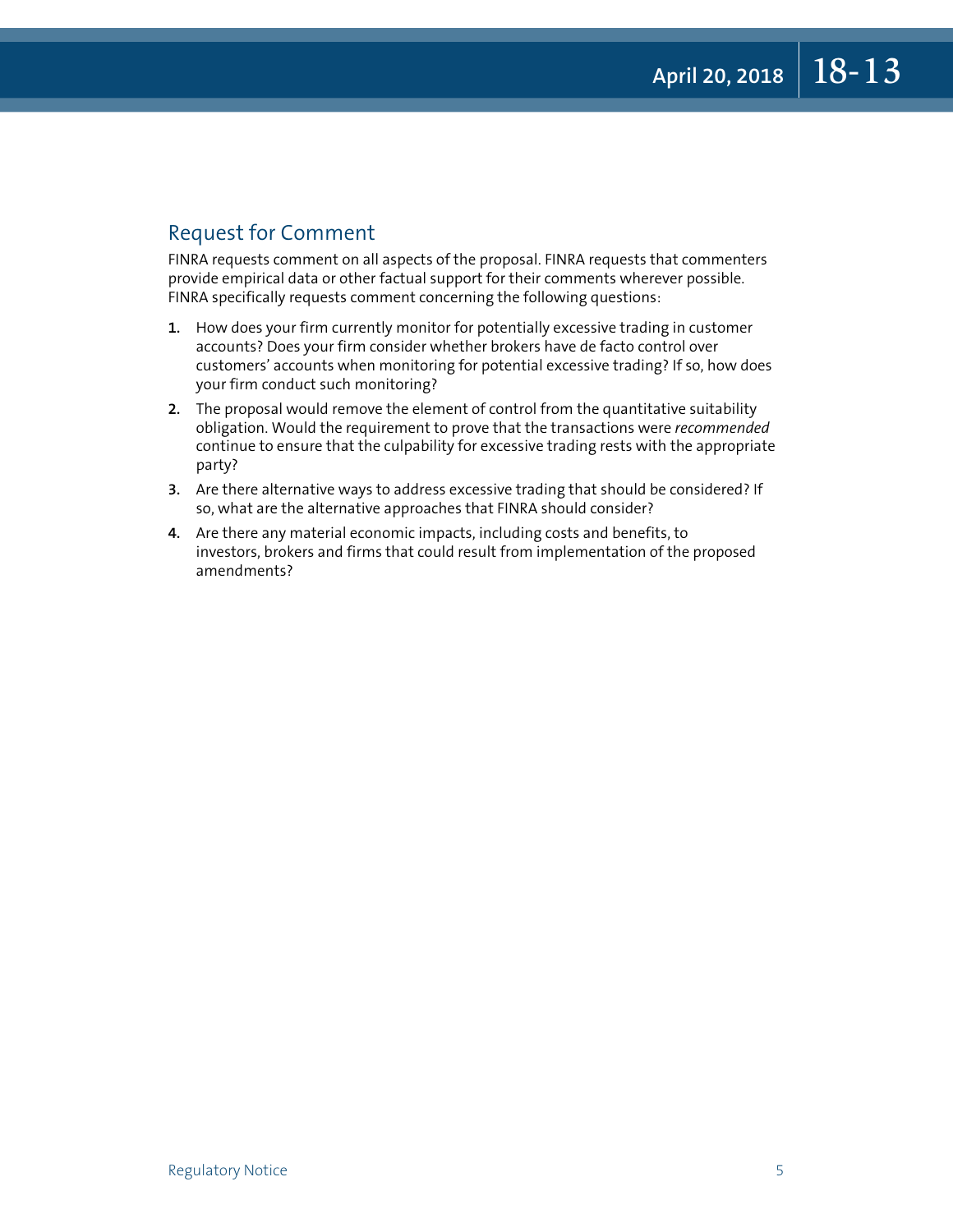## Request for Comment

FINRA requests comment on all aspects of the proposal. FINRA requests that commenters provide empirical data or other factual support for their comments wherever possible. FINRA specifically requests comment concerning the following questions:

1. How does your firm currently monitor for potentially excessive trading in customer accounts? Does your firm consider whether brokers have de facto control over customers' accounts when monitoring for potential excessive trading? If so, how does your firm conduct such monitoring?
2. The proposal would remove the element of control from the quantitative suitability obligation. Would the requirement to prove that the transactions were *recommended* continue to ensure that the culpability for excessive trading rests with the appropriate party?
3. Are there alternative ways to address excessive trading that should be considered? If so, what are the alternative approaches that FINRA should consider?
4. Are there any material economic impacts, including costs and benefits, to investors, brokers and firms that could result from implementation of the proposed amendments?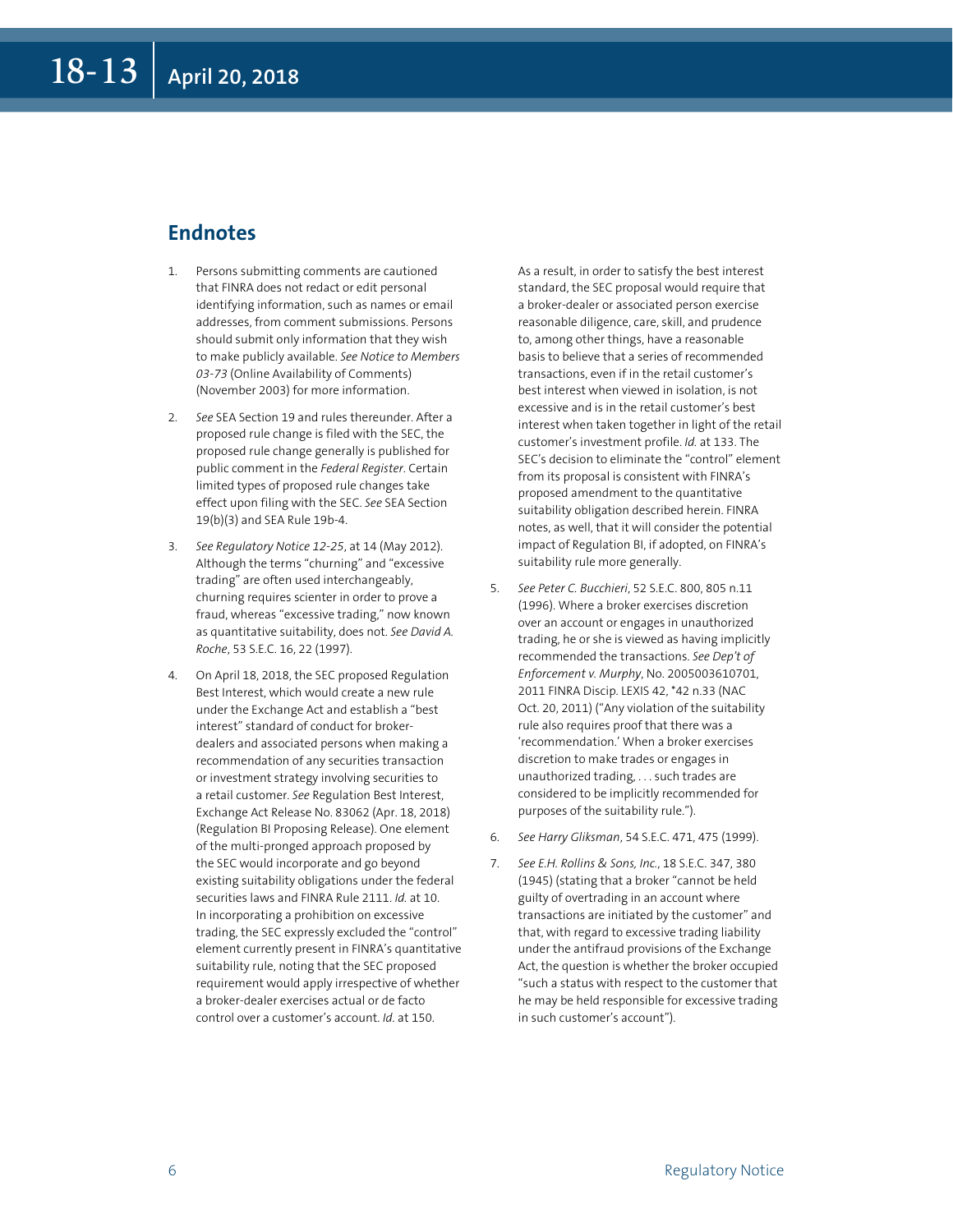## Endnotes

1. Persons submitting comments are cautioned that FINRA does not redact or edit personal identifying information, such as names or email addresses, from comment submissions. Persons should submit only information that they wish to make publicly available. *See Notice to Members 03-73* (Online Availability of Comments) (November 2003) for more information.

2. *See* SEA Section 19 and rules thereunder. After a proposed rule change is filed with the SEC, the proposed rule change generally is published for public comment in the *Federal Register*. Certain limited types of proposed rule changes take effect upon filing with the SEC. *See* SEA Section 19(b)(3) and SEA Rule 19b-4.

3. *See Regulatory Notice 12-25*, at 14 (May 2012). Although the terms "churning" and "excessive trading" are often used interchangeably, churning requires scienter in order to prove a fraud, whereas "excessive trading," now known as quantitative suitability, does not. *See David A. Roche*, 53 S.E.C. 16, 22 (1997).

4. On April 18, 2018, the SEC proposed Regulation Best Interest, which would create a new rule under the Exchange Act and establish a "best interest" standard of conduct for broker-dealers and associated persons when making a recommendation of any securities transaction or investment strategy involving securities to a retail customer. *See* Regulation Best Interest, Exchange Act Release No. 83062 (Apr. 18, 2018) (Regulation BI Proposing Release). One element of the multi-pronged approach proposed by the SEC would incorporate and go beyond existing suitability obligations under the federal securities laws and FINRA Rule 2111. *Id.* at 10. In incorporating a prohibition on excessive trading, the SEC expressly excluded the "control" element currently present in FINRA's quantitative suitability rule, noting that the SEC proposed requirement would apply irrespective of whether a broker-dealer exercises actual or de facto control over a customer's account. *Id.* at 150.

   As a result, in order to satisfy the best interest standard, the SEC proposal would require that a broker-dealer or associated person exercise reasonable diligence, care, skill, and prudence to, among other things, have a reasonable basis to believe that a series of recommended transactions, even if in the retail customer's best interest when viewed in isolation, is not excessive and is in the retail customer's best interest when taken together in light of the retail customer's investment profile. *Id.* at 133. The SEC's decision to eliminate the "control" element from its proposal is consistent with FINRA's proposed amendment to the quantitative suitability obligation described herein. FINRA notes, as well, that it will consider the potential impact of Regulation BI, if adopted, on FINRA's suitability rule more generally.

5. *See Peter C. Bucchieri*, 52 S.E.C. 800, 805 n.11 (1996). Where a broker exercises discretion over an account or engages in unauthorized trading, he or she is viewed as having implicitly recommended the transactions. *See Dep't of Enforcement v. Murphy*, No. 2005003610701, 2011 FINRA Discip. LEXIS 42, *42 n.33 (NAC Oct. 20, 2011) ("Any violation of the suitability rule also requires proof that there was a 'recommendation.' When a broker exercises discretion to make trades or engages in unauthorized trading, . . . such trades are considered to be implicitly recommended for purposes of the suitability rule.").

6. *See Harry Gliksman*, 54 S.E.C. 471, 475 (1999).

7. *See E.H. Rollins & Sons, Inc.*, 18 S.E.C. 347, 380 (1945) (stating that a broker "cannot be held guilty of overtrading in an account where transactions are initiated by the customer" and that, with regard to excessive trading liability under the antifraud provisions of the Exchange Act, the question is whether the broker occupied "such a status with respect to the customer that he may be held responsible for excessive trading in such customer's account").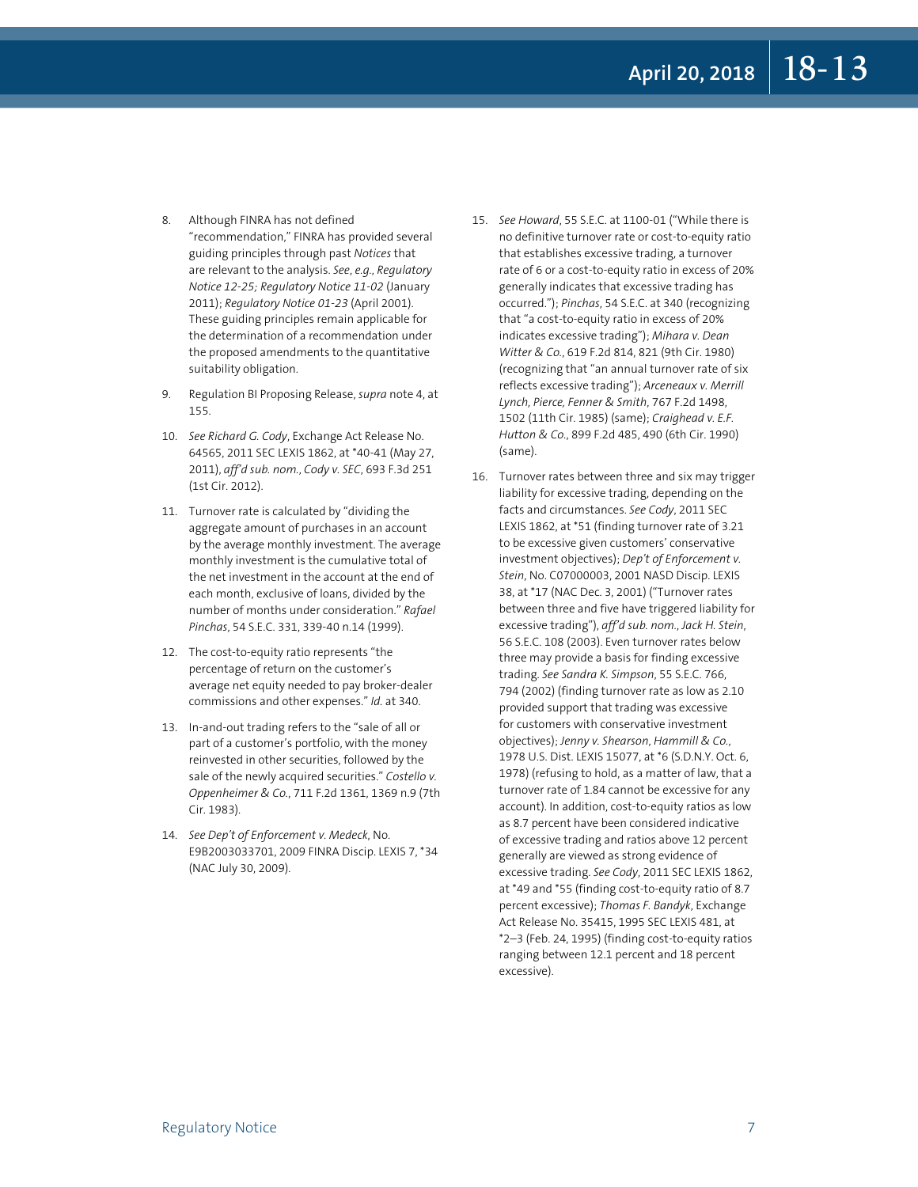8. Although FINRA has not defined "recommendation," FINRA has provided several guiding principles through past *Notices* that are relevant to the analysis. *See*, *e.g.*, *Regulatory Notice 12-25*; *Regulatory Notice 11-02* (January 2011); *Regulatory Notice 01-23* (April 2001). These guiding principles remain applicable for the determination of a recommendation under the proposed amendments to the quantitative suitability obligation.

9. Regulation BI Proposing Release, *supra* note 4, at 155.

10. *See Richard G. Cody*, Exchange Act Release No. 64565, 2011 SEC LEXIS 1862, at *40-41 (May 27, 2011), *aff'd sub. nom.*, *Cody v. SEC*, 693 F.3d 251 (1st Cir. 2012).

11. Turnover rate is calculated by "dividing the aggregate amount of purchases in an account by the average monthly investment. The average monthly investment is the cumulative total of the net investment in the account at the end of each month, exclusive of loans, divided by the number of months under consideration." *Rafael Pinchas*, 54 S.E.C. 331, 339-40 n.14 (1999).

12. The cost-to-equity ratio represents "the percentage of return on the customer's average net equity needed to pay broker-dealer commissions and other expenses." *Id.* at 340.

13. In-and-out trading refers to the "sale of all or part of a customer's portfolio, with the money reinvested in other securities, followed by the sale of the newly acquired securities." *Costello v. Oppenheimer & Co.*, 711 F.2d 1361, 1369 n.9 (7th Cir. 1983).

14. *See Dep't of Enforcement v. Medeck*, No. E9B2003033701, 2009 FINRA Discip. LEXIS 7, *34 (NAC July 30, 2009).

15. *See Howard*, 55 S.E.C. at 1100-01 ("While there is no definitive turnover rate or cost-to-equity ratio that establishes excessive trading, a turnover rate of 6 or a cost-to-equity ratio in excess of 20% generally indicates that excessive trading has occurred."); *Pinchas*, 54 S.E.C. at 340 (recognizing that "a cost-to-equity ratio in excess of 20% indicates excessive trading"); *Mihara v. Dean Witter & Co.*, 619 F.2d 814, 821 (9th Cir. 1980) (recognizing that "an annual turnover rate of six reflects excessive trading"); *Arceneaux v. Merrill Lynch, Pierce, Fenner & Smith*, 767 F.2d 1498, 1502 (11th Cir. 1985) (same); *Craighead v. E.F. Hutton & Co.*, 899 F.2d 485, 490 (6th Cir. 1990) (same).

16. Turnover rates between three and six may trigger liability for excessive trading, depending on the facts and circumstances. *See Cody*, 2011 SEC LEXIS 1862, at *51 (finding turnover rate of 3.21 to be excessive given customers' conservative investment objectives); *Dep't of Enforcement v. Stein*, No. C07000003, 2001 NASD Discip. LEXIS 38, at *17 (NAC Dec. 3, 2001) ("Turnover rates between three and five have triggered liability for excessive trading"), *aff'd sub. nom.*, *Jack H. Stein*, 56 S.E.C. 108 (2003). Even turnover rates below three may provide a basis for finding excessive trading. *See Sandra K. Simpson*, 55 S.E.C. 766, 794 (2002) (finding turnover rate as low as 2.10 provided support that trading was excessive for customers with conservative investment objectives); *Jenny v. Shearson*, *Hammill & Co.*, 1978 U.S. Dist. LEXIS 15077, at *6 (S.D.N.Y. Oct. 6, 1978) (refusing to hold, as a matter of law, that a turnover rate of 1.84 cannot be excessive for any account). In addition, cost-to-equity ratios as low as 8.7 percent have been considered indicative of excessive trading and ratios above 12 percent generally are viewed as strong evidence of excessive trading. *See Cody*, 2011 SEC LEXIS 1862, at *49 and *55 (finding cost-to-equity ratio of 8.7 percent excessive); *Thomas F. Bandyk*, Exchange Act Release No. 35415, 1995 SEC LEXIS 481, at *2–3 (Feb. 24, 1995) (finding cost-to-equity ratios ranging between 12.1 percent and 18 percent excessive).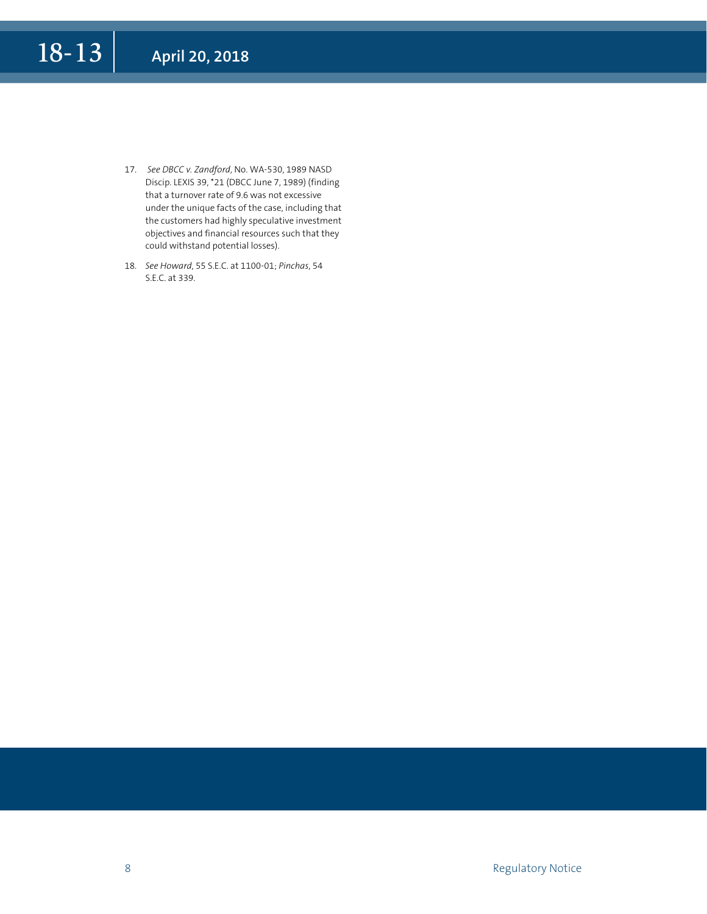17. *See DBCC v. Zandford*, No. WA-530, 1989 NASD Discip. LEXIS 39, *21 (DBCC June 7, 1989) (finding that a turnover rate of 9.6 was not excessive under the unique facts of the case, including that the customers had highly speculative investment objectives and financial resources such that they could withstand potential losses).

18. *See Howard*, 55 S.E.C. at 1100-01; *Pinchas*, 54 S.E.C. at 339.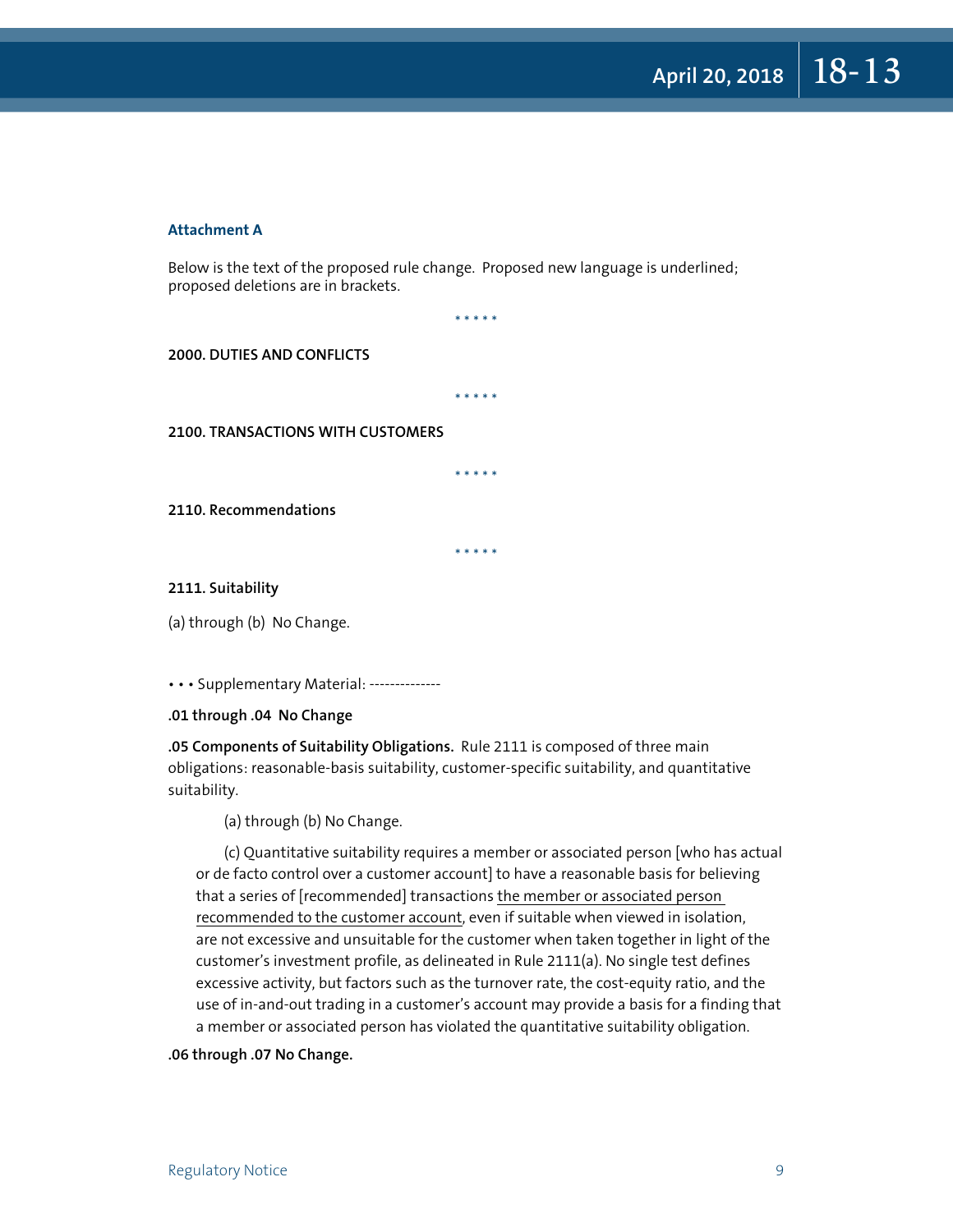### Attachment A

Below is the text of the proposed rule change. Proposed new language is underlined; proposed deletions are in brackets.

\* \* \* \* \*

**2000. DUTIES AND CONFLICTS**

\* \* \* \* \*

**2100. TRANSACTIONS WITH CUSTOMERS**

\* \* \* \* \*

**2110. Recommendations**

\* \* \* \* \*

**2111. Suitability**

(a) through (b) No Change.

• • • Supplementary Material: --------------

**.01 through .04 No Change**

**.05 Components of Suitability Obligations.** Rule 2111 is composed of three main obligations: reasonable-basis suitability, customer-specific suitability, and quantitative suitability.

(a) through (b) No Change.

(c) Quantitative suitability requires a member or associated person [who has actual or de facto control over a customer account] to have a reasonable basis for believing that a series of [recommended] transactions <u>the member or associated person recommended to the customer account</u>, even if suitable when viewed in isolation, are not excessive and unsuitable for the customer when taken together in light of the customer's investment profile, as delineated in Rule 2111(a). No single test defines excessive activity, but factors such as the turnover rate, the cost-equity ratio, and the use of in-and-out trading in a customer's account may provide a basis for a finding that a member or associated person has violated the quantitative suitability obligation.

**.06 through .07 No Change.**